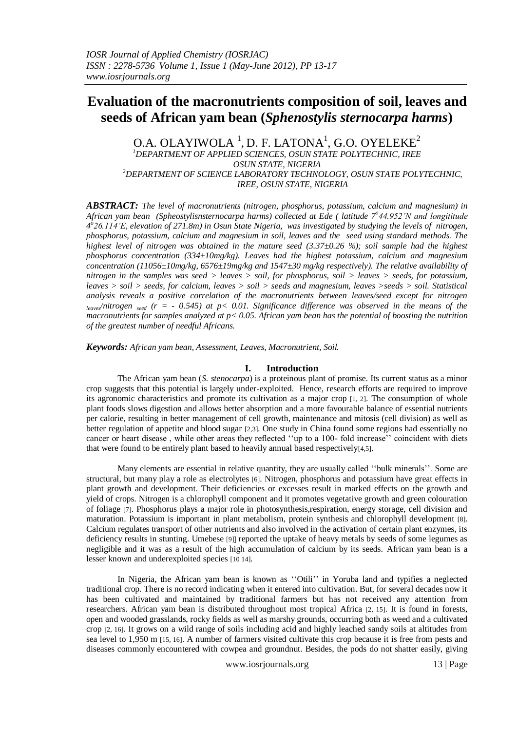# Evaluation of the macronutrients composition of soil, leaves and seeds of African yam bean (*Sphenostylis sternocarpa harms*)

O.A. OLAYIWOLA [1], D. F. LATONA[1], G.O. OYELEKE[2]

[1]DEPARTMENT OF APPLIED SCIENCES, OSUN STATE POLYTECHNIC, IREE OSUN STATE, NIGERIA

[2]DEPARTMENT OF SCIENCE LABORATORY TECHNOLOGY, OSUN STATE POLYTECHNIC, IREE, OSUN STATE, NIGERIA

***ABSTRACT:*** *The level of macronutrients (nitrogen, phosphorus, potassium, calcium and magnesium) in African yam bean (Spheostylisnsternocarpa harms) collected at Ede ( latitude 7°44.952'N and longititude 4°26.114'E, elevation of 271.8m) in Osun State Nigeria, was investigated by studying the levels of nitrogen, phosphorus, potassium, calcium and magnesium in soil, leaves and the seed using standard methods. The highest level of nitrogen was obtained in the mature seed (3.37±0.26 %); soil sample had the highest phosphorus concentration (334±10mg/kg). Leaves had the highest potassium, calcium and magnesium concentration (11056±10mg/kg, 6576±19mg/kg and 1547±30 mg/kg respectively). The relative availability of nitrogen in the samples was seed > leaves > soil, for phosphorus, soil > leaves > seeds, for potassium, leaves > soil > seeds, for calcium, leaves > soil > seeds and magnesium, leaves >seeds > soil. Statistical analysis reveals a positive correlation of the macronutrients between leaves/seed except for nitrogen* $_{leaves}$*/nitrogen* $_{seed}$ *($r = -0.545$) at $p < 0.01$. Significance difference was observed in the means of the macronutrients for samples analyzed at $p < 0.05$. African yam bean has the potential of boosting the nutrition of the greatest number of needful Africans.*

***Keywords:*** *African yam bean, Assessment, Leaves, Macronutrient, Soil.*

## I. Introduction

The African yam bean (*S. stenocarpa*) is a proteinous plant of promise. Its current status as a minor crop suggests that this potential is largely under-exploited. Hence, research efforts are required to improve its agronomic characteristics and promote its cultivation as a major crop [1, 2]. The consumption of whole plant foods slows digestion and allows better absorption and a more favourable balance of essential nutrients per calorie, resulting in better management of cell growth, maintenance and mitosis (cell division) as well as better regulation of appetite and blood sugar [2,3]. One study in China found some regions had essentially no cancer or heart disease , while other areas they reflected ''up to a 100- fold increase'' coincident with diets that were found to be entirely plant based to heavily annual based respectively[4,5].

Many elements are essential in relative quantity, they are usually called ''bulk minerals''. Some are structural, but many play a role as electrolytes [6]. Nitrogen, phosphorus and potassium have great effects in plant growth and development. Their deficiencies or excesses result in marked effects on the growth and yield of crops. Nitrogen is a chlorophyll component and it promotes vegetative growth and green colouration of foliage [7]. Phosphorus plays a major role in photosynthesis,respiration, energy storage, cell division and maturation. Potassium is important in plant metabolism, protein synthesis and chlorophyll development [8]. Calcium regulates transport of other nutrients and also involved in the activation of certain plant enzymes, its deficiency results in stunting. Umebese [9]] reported the uptake of heavy metals by seeds of some legumes as negligible and it was as a result of the high accumulation of calcium by its seeds. African yam bean is a lesser known and underexploited species [10 14].

In Nigeria, the African yam bean is known as ''Otili'' in Yoruba land and typifies a neglected traditional crop. There is no record indicating when it entered into cultivation. But, for several decades now it has been cultivated and maintained by traditional farmers but has not received any attention from researchers. African yam bean is distributed throughout most tropical Africa [2, 15]. It is found in forests, open and wooded grasslands, rocky fields as well as marshy grounds, occurring both as weed and a cultivated crop [2, 16]. It grows on a wild range of soils including acid and highly leached sandy soils at altitudes from sea level to 1,950 m [15, 16]. A number of farmers visited cultivate this crop because it is free from pests and diseases commonly encountered with cowpea and groundnut. Besides, the pods do not shatter easily, giving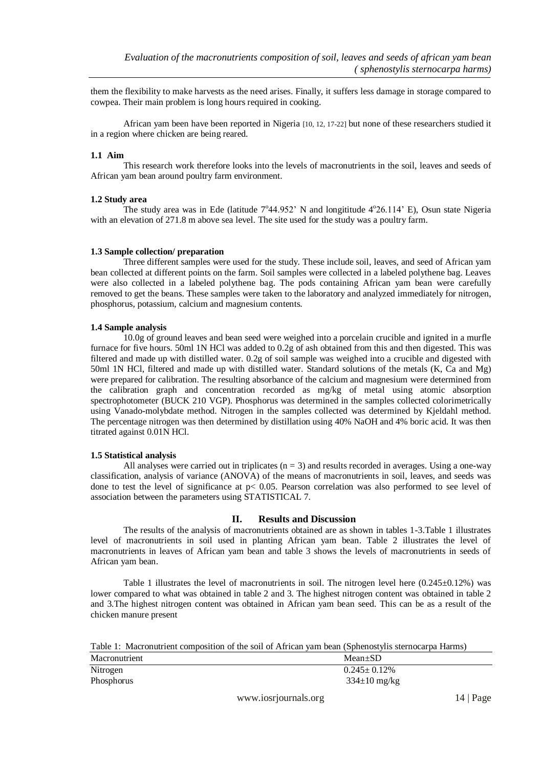them the flexibility to make harvests as the need arises. Finally, it suffers less damage in storage compared to cowpea. Their main problem is long hours required in cooking.

African yam been have been reported in Nigeria [10, 12, 17-22] but none of these researchers studied it in a region where chicken are being reared.

### 1.1 Aim

This research work therefore looks into the levels of macronutrients in the soil, leaves and seeds of African yam bean around poultry farm environment.

### 1.2 Study area

The study area was in Ede (latitude 7°44.952' N and longititude 4°26.114' E), Osun state Nigeria with an elevation of 271.8 m above sea level. The site used for the study was a poultry farm.

### 1.3 Sample collection/ preparation

Three different samples were used for the study. These include soil, leaves, and seed of African yam bean collected at different points on the farm. Soil samples were collected in a labeled polythene bag. Leaves were also collected in a labeled polythene bag. The pods containing African yam bean were carefully removed to get the beans. These samples were taken to the laboratory and analyzed immediately for nitrogen, phosphorus, potassium, calcium and magnesium contents.

### 1.4 Sample analysis

10.0g of ground leaves and bean seed were weighed into a porcelain crucible and ignited in a murfle furnace for five hours. 50ml 1N HCl was added to 0.2g of ash obtained from this and then digested. This was filtered and made up with distilled water. 0.2g of soil sample was weighed into a crucible and digested with 50ml 1N HCl, filtered and made up with distilled water. Standard solutions of the metals (K, Ca and Mg) were prepared for calibration. The resulting absorbance of the calcium and magnesium were determined from the calibration graph and concentration recorded as mg/kg of metal using atomic absorption spectrophotometer (BUCK 210 VGP). Phosphorus was determined in the samples collected colorimetrically using Vanado-molybdate method. Nitrogen in the samples collected was determined by Kjeldahl method. The percentage nitrogen was then determined by distillation using 40% NaOH and 4% boric acid. It was then titrated against 0.01N HCl.

### 1.5 Statistical analysis

All analyses were carried out in triplicates ($n = 3$) and results recorded in averages. Using a one-way classification, analysis of variance (ANOVA) of the means of macronutrients in soil, leaves, and seeds was done to test the level of significance at $p < 0.05$. Pearson correlation was also performed to see level of association between the parameters using STATISTICAL 7.

## II. Results and Discussion

The results of the analysis of macronutrients obtained are as shown in tables 1-3.Table 1 illustrates level of macronutrients in soil used in planting African yam bean. Table 2 illustrates the level of macronutrients in leaves of African yam bean and table 3 shows the levels of macronutrients in seeds of African yam bean.

Table 1 illustrates the level of macronutrients in soil. The nitrogen level here ($0.245 \pm 0.12\%$) was lower compared to what was obtained in table 2 and 3. The highest nitrogen content was obtained in table 2 and 3.The highest nitrogen content was obtained in African yam bean seed. This can be as a result of the chicken manure present

Table 1: Macronutrient composition of the soil of African yam bean (Sphenostylis sternocarpa Harms)

| Macronutrient | Mean±SD |
|---|---|
| Nitrogen | 0.245± 0.12% |
| Phosphorus | 334±10 mg/kg |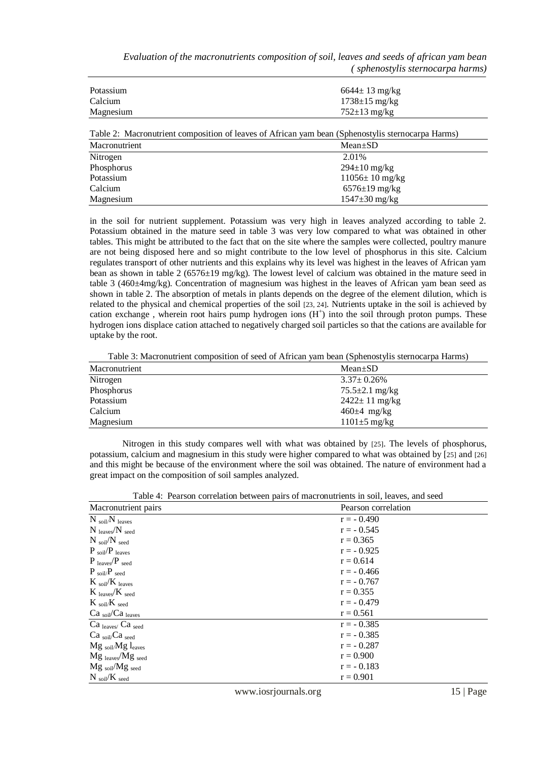| | |
|---|---|
| Potassium | 6644± 13 mg/kg |
| Calcium | 1738±15 mg/kg |
| Magnesium | 752±13 mg/kg |

Table 2: Macronutrient composition of leaves of African yam bean (Sphenostylis sternocarpa Harms)

| Macronutrient | Mean±SD |
|---|---|
| Nitrogen | 2.01% |
| Phosphorus | 294±10 mg/kg |
| Potassium | 11056± 10 mg/kg |
| Calcium | 6576±19 mg/kg |
| Magnesium | 1547±30 mg/kg |

in the soil for nutrient supplement. Potassium was very high in leaves analyzed according to table 2. Potassium obtained in the mature seed in table 3 was very low compared to what was obtained in other tables. This might be attributed to the fact that on the site where the samples were collected, poultry manure are not being disposed here and so might contribute to the low level of phosphorus in this site. Calcium regulates transport of other nutrients and this explains why its level was highest in the leaves of African yam bean as shown in table 2 (6576±19 mg/kg). The lowest level of calcium was obtained in the mature seed in table 3 (460±4mg/kg). Concentration of magnesium was highest in the leaves of African yam bean seed as shown in table 2. The absorption of metals in plants depends on the degree of the element dilution, which is related to the physical and chemical properties of the soil [23, 24]. Nutrients uptake in the soil is achieved by cation exchange , wherein root hairs pump hydrogen ions ($H^+$) into the soil through proton pumps. These hydrogen ions displace cation attached to negatively charged soil particles so that the cations are available for uptake by the root.

Table 3: Macronutrient composition of seed of African yam bean (Sphenostylis sternocarpa Harms)

| Macronutrient | Mean±SD |
|---|---|
| Nitrogen | 3.37± 0.26% |
| Phosphorus | 75.5±2.1 mg/kg |
| Potassium | 2422± 11 mg/kg |
| Calcium | 460±4 mg/kg |
| Magnesium | 1101±5 mg/kg |

Nitrogen in this study compares well with what was obtained by [25]. The levels of phosphorus, potassium, calcium and magnesium in this study were higher compared to what was obtained by [25] and [26] and this might be because of the environment where the soil was obtained. The nature of environment had a great impact on the composition of soil samples analyzed.

Table 4: Pearson correlation between pairs of macronutrients in soil, leaves, and seed

| Macronutrient pairs | Pearson correlation |
|---|---|
| $N_{soil}/N_{leaves}$ | r = - 0.490 |
| $N_{leaves}/N_{seed}$ | r = - 0.545 |
| $N_{soil}/N_{seed}$ | r = 0.365 |
| $P_{soil}/P_{leaves}$ | r = - 0.925 |
| $P_{leaves}/P_{seed}$ | r = 0.614 |
| $P_{soil}/P_{seed}$ | r = - 0.466 |
| $K_{soil}/K_{leaves}$ | r = - 0.767 |
| $K_{leaves}/K_{seed}$ | r = 0.355 |
| $K_{soil}/K_{seed}$ | r = - 0.479 |
| $Ca_{soil}/Ca_{leaves}$ | r = 0.561 |
| $Ca_{leaves}/Ca_{seed}$ | r = - 0.385 |
| $Ca_{soil}/Ca_{seed}$ | r = - 0.385 |
| $Mg_{soil}/Mg_{leaves}$ | r = - 0.287 |
| $Mg_{leaves}/Mg_{seed}$ | r = 0.900 |
| $Mg_{soil}/Mg_{seed}$ | r = - 0.183 |
| $N_{soil}/K_{seed}$ | r = 0.901 |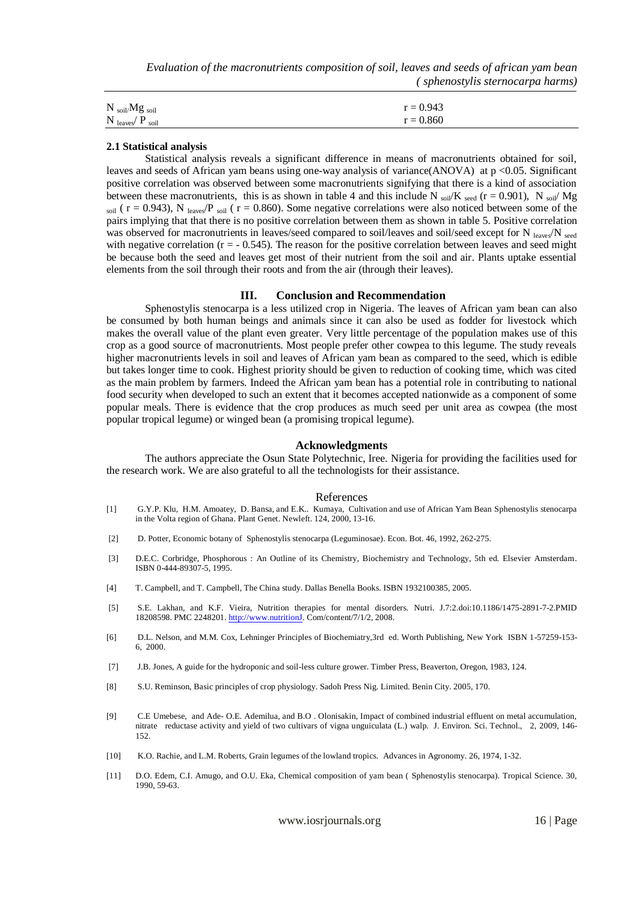| | |
|---|---|
| $N_{soil}/Mg_{soil}$ | $r = 0.943$ |
| $N_{leaves}/P_{soil}$ | $r = 0.860$ |

### 2.1 Statistical analysis

Statistical analysis reveals a significant difference in means of macronutrients obtained for soil, leaves and seeds of African yam beans using one-way analysis of variance(ANOVA) at $p < 0.05$. Significant positive correlation was observed between some macronutrients signifying that there is a kind of association between these macronutrients, this is as shown in table 4 and this include $N_{soil}/K_{seed}$ ($r = 0.901$), $N_{soil}/Mg_{soil}$ ($r = 0.943$), $N_{leaves}/P_{soil}$ ($r = 0.860$). Some negative correlations were also noticed between some of the pairs implying that that there is no positive correlation between them as shown in table 5. Positive correlation was observed for macronutrients in leaves/seed compared to soil/leaves and soil/seed except for $N_{leaves}/N_{seed}$ with negative correlation ($r = -0.545$). The reason for the positive correlation between leaves and seed might be because both the seed and leaves get most of their nutrient from the soil and air. Plants uptake essential elements from the soil through their roots and from the air (through their leaves).

## III. Conclusion and Recommendation

Sphenostylis stenocarpa is a less utilized crop in Nigeria. The leaves of African yam bean can also be consumed by both human beings and animals since it can also be used as fodder for livestock which makes the overall value of the plant even greater. Very little percentage of the population makes use of this crop as a good source of macronutrients. Most people prefer other cowpea to this legume. The study reveals higher macronutrients levels in soil and leaves of African yam bean as compared to the seed, which is edible but takes longer time to cook. Highest priority should be given to reduction of cooking time, which was cited as the main problem by farmers. Indeed the African yam bean has a potential role in contributing to national food security when developed to such an extent that it becomes accepted nationwide as a component of some popular meals. There is evidence that the crop produces as much seed per unit area as cowpea (the most popular tropical legume) or winged bean (a promising tropical legume).

## Acknowledgments

The authors appreciate the Osun State Polytechnic, Iree. Nigeria for providing the facilities used for the research work. We are also grateful to all the technologists for their assistance.

## References

[1] G.Y.P. Klu, H.M. Amoatey, D. Bansa, and E.K.. Kumaya, Cultivation and use of African Yam Bean Sphenostylis stenocarpa in the Volta region of Ghana. Plant Genet. Newleft. 124, 2000, 13-16.

[2] D. Potter, Economic botany of Sphenostylis stenocarpa (Leguminosae). Econ. Bot. 46, 1992, 262-275.

[3] D.E.C. Corbridge, Phosphorous : An Outline of its Chemistry, Biochemistry and Technology, 5th ed. Elsevier Amsterdam. ISBN 0-444-89307-5, 1995.

[4] T. Campbell, and T. Campbell, The China study. Dallas Benella Books. ISBN 1932100385, 2005.

[5] S.E. Lakhan, and K.F. Vieira, Nutrition therapies for mental disorders. Nutri. J.7:2.doi:10.1186/1475-2891-7-2.PMID 18208598. PMC 2248201. http://www.nutritionJ. Com/content/7/1/2, 2008.

[6] D.L. Nelson, and M.M. Cox, Lehninger Principles of Biochemiatry,3rd ed. Worth Publishing, New York ISBN 1-57259-153-6, 2000.

[7] J.B. Jones, A guide for the hydroponic and soil-less culture grower. Timber Press, Beaverton, Oregon, 1983, 124.

[8] S.U. Reminson, Basic principles of crop physiology. Sadoh Press Nig. Limited. Benin City. 2005, 170.

[9] C.E Umebese, and Ade- O.E. Ademilua, and B.O . Olonisakin, Impact of combined industrial effluent on metal accumulation, nitrate reductase activity and yield of two cultivars of vigna unguiculata (L.) walp. J. Environ. Sci. Technol., 2, 2009, 146-152.

[10] K.O. Rachie, and L.M. Roberts, Grain legumes of the lowland tropics. Advances in Agronomy. 26, 1974, 1-32.

[11] D.O. Edem, C.I. Amugo, and O.U. Eka, Chemical composition of yam bean ( Sphenostylis stenocarpa). Tropical Science. 30, 1990, 59-63.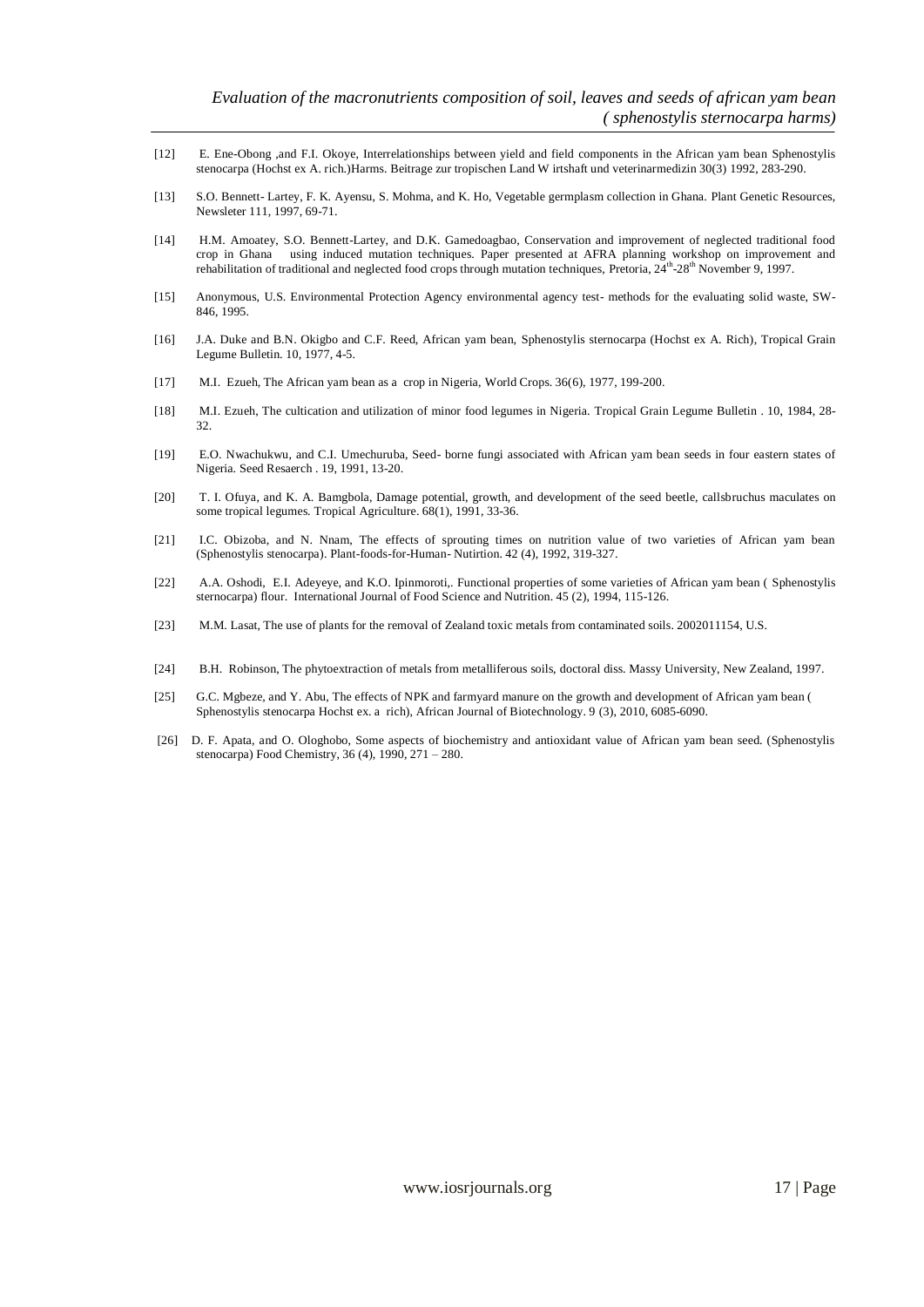[12] E. Ene-Obong ,and F.I. Okoye, Interrelationships between yield and field components in the African yam bean Sphenostylis stenocarpa (Hochst ex A. rich.)Harms. Beitrage zur tropischen Land W irtshaft und veterinarmedizin 30(3) 1992, 283-290.

[13] S.O. Bennett- Lartey, F. K. Ayensu, S. Mohma, and K. Ho, Vegetable germplasm collection in Ghana. Plant Genetic Resources, Newsleter 111, 1997, 69-71.

[14] H.M. Amoatey, S.O. Bennett-Lartey, and D.K. Gamedoagbao, Conservation and improvement of neglected traditional food crop in Ghana using induced mutation techniques. Paper presented at AFRA planning workshop on improvement and rehabilitation of traditional and neglected food crops through mutation techniques, Pretoria, 24th-28th November 9, 1997.

[15] Anonymous, U.S. Environmental Protection Agency environmental agency test- methods for the evaluating solid waste, SW-846, 1995.

[16] J.A. Duke and B.N. Okigbo and C.F. Reed, African yam bean, Sphenostylis sternocarpa (Hochst ex A. Rich), Tropical Grain Legume Bulletin. 10, 1977, 4-5.

[17] M.I. Ezueh, The African yam bean as a crop in Nigeria, World Crops. 36(6), 1977, 199-200.

[18] M.I. Ezueh, The cultication and utilization of minor food legumes in Nigeria. Tropical Grain Legume Bulletin . 10, 1984, 28-32.

[19] E.O. Nwachukwu, and C.I. Umechuruba, Seed- borne fungi associated with African yam bean seeds in four eastern states of Nigeria. Seed Resaerch . 19, 1991, 13-20.

[20] T. I. Ofuya, and K. A. Bamgbola, Damage potential, growth, and development of the seed beetle, callsbruchus maculates on some tropical legumes. Tropical Agriculture. 68(1), 1991, 33-36.

[21] I.C. Obizoba, and N. Nnam, The effects of sprouting times on nutrition value of two varieties of African yam bean (Sphenostylis stenocarpa). Plant-foods-for-Human- Nutirtion. 42 (4), 1992, 319-327.

[22] A.A. Oshodi, E.I. Adeyeye, and K.O. Ipinmoroti,. Functional properties of some varieties of African yam bean ( Sphenostylis sternocarpa) flour. International Journal of Food Science and Nutrition. 45 (2), 1994, 115-126.

[23] M.M. Lasat, The use of plants for the removal of Zealand toxic metals from contaminated soils. 2002011154, U.S.

[24] B.H. Robinson, The phytoextraction of metals from metalliferous soils, doctoral diss. Massy University, New Zealand, 1997.

[25] G.C. Mgbeze, and Y. Abu, The effects of NPK and farmyard manure on the growth and development of African yam bean ( Sphenostylis stenocarpa Hochst ex. a rich), African Journal of Biotechnology. 9 (3), 2010, 6085-6090.

[26] D. F. Apata, and O. Ologhobo, Some aspects of biochemistry and antioxidant value of African yam bean seed. (Sphenostylis stenocarpa) Food Chemistry, 36 (4), 1990, 271 – 280.